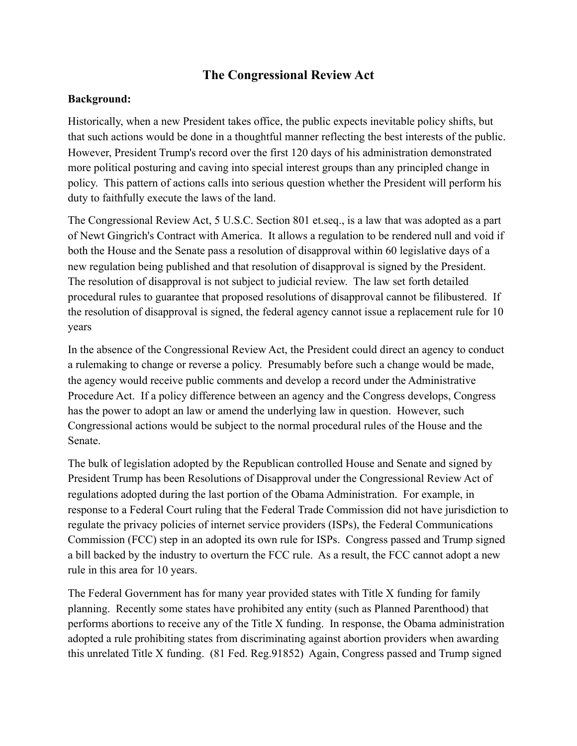# The Congressional Review Act

**Background:**

Historically, when a new President takes office, the public expects inevitable policy shifts, but that such actions would be done in a thoughtful manner reflecting the best interests of the public. However, President Trump's record over the first 120 days of his administration demonstrated more political posturing and caving into special interest groups than any principled change in policy. This pattern of actions calls into serious question whether the President will perform his duty to faithfully execute the laws of the land.

The Congressional Review Act, 5 U.S.C. Section 801 et.seq., is a law that was adopted as a part of Newt Gingrich's Contract with America. It allows a regulation to be rendered null and void if both the House and the Senate pass a resolution of disapproval within 60 legislative days of a new regulation being published and that resolution of disapproval is signed by the President. The resolution of disapproval is not subject to judicial review. The law set forth detailed procedural rules to guarantee that proposed resolutions of disapproval cannot be filibustered. If the resolution of disapproval is signed, the federal agency cannot issue a replacement rule for 10 years

In the absence of the Congressional Review Act, the President could direct an agency to conduct a rulemaking to change or reverse a policy. Presumably before such a change would be made, the agency would receive public comments and develop a record under the Administrative Procedure Act. If a policy difference between an agency and the Congress develops, Congress has the power to adopt an law or amend the underlying law in question. However, such Congressional actions would be subject to the normal procedural rules of the House and the Senate.

The bulk of legislation adopted by the Republican controlled House and Senate and signed by President Trump has been Resolutions of Disapproval under the Congressional Review Act of regulations adopted during the last portion of the Obama Administration. For example, in response to a Federal Court ruling that the Federal Trade Commission did not have jurisdiction to regulate the privacy policies of internet service providers (ISPs), the Federal Communications Commission (FCC) step in an adopted its own rule for ISPs. Congress passed and Trump signed a bill backed by the industry to overturn the FCC rule. As a result, the FCC cannot adopt a new rule in this area for 10 years.

The Federal Government has for many year provided states with Title X funding for family planning. Recently some states have prohibited any entity (such as Planned Parenthood) that performs abortions to receive any of the Title X funding. In response, the Obama administration adopted a rule prohibiting states from discriminating against abortion providers when awarding this unrelated Title X funding. (81 Fed. Reg.91852) Again, Congress passed and Trump signed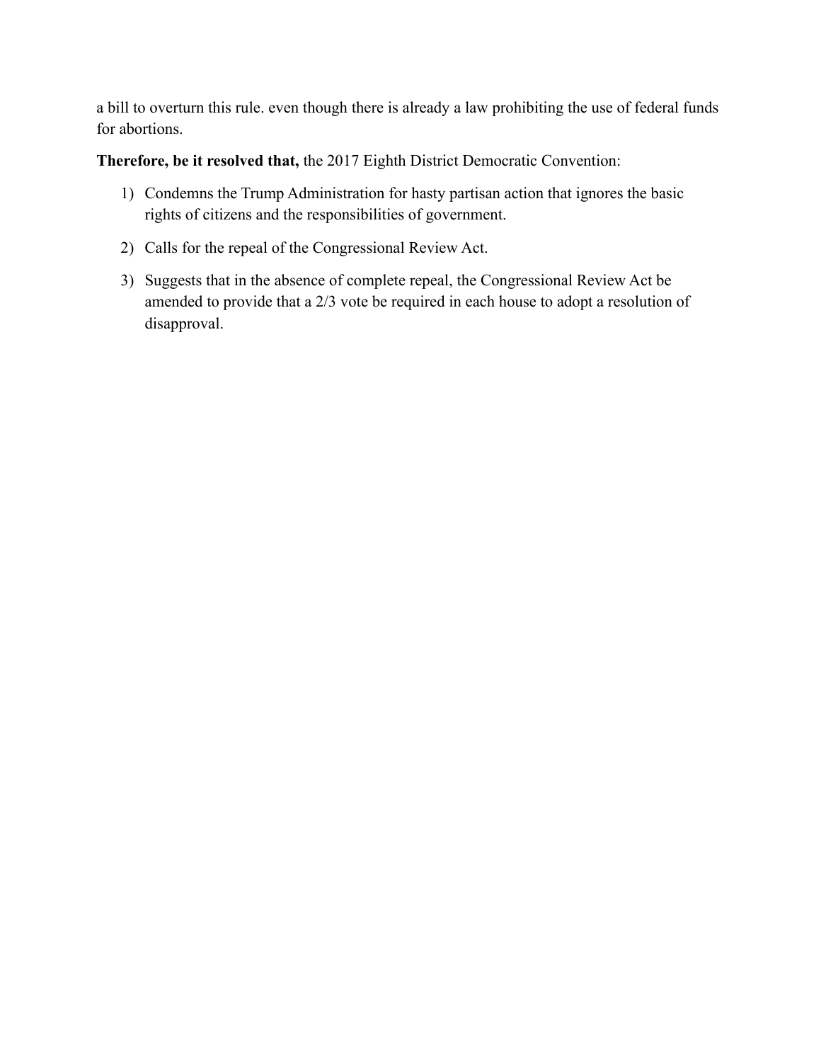a bill to overturn this rule. even though there is already a law prohibiting the use of federal funds for abortions.

**Therefore, be it resolved that,** the 2017 Eighth District Democratic Convention:

1) Condemns the Trump Administration for hasty partisan action that ignores the basic rights of citizens and the responsibilities of government.
2) Calls for the repeal of the Congressional Review Act.
3) Suggests that in the absence of complete repeal, the Congressional Review Act be amended to provide that a 2/3 vote be required in each house to adopt a resolution of disapproval.